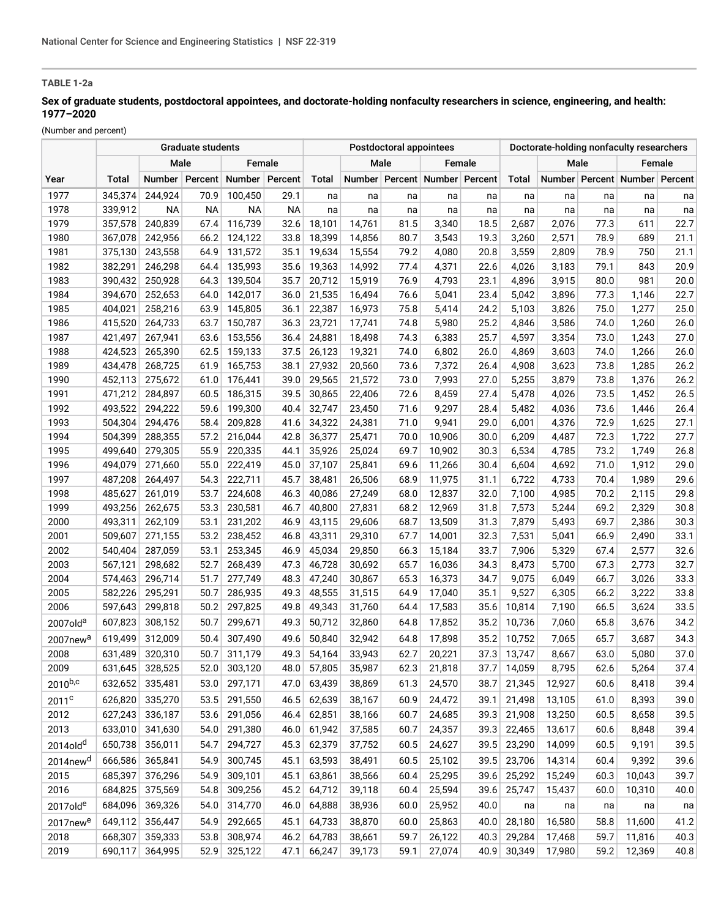**TABLE 1-2a**

**Sex of graduate students, postdoctoral appointees, and doctorate-holding nonfaculty researchers in science, engineering, and health: 1977–2020**

(Number and percent)

| | Graduate students | | | | | Postdoctoral appointees | | | | | Doctorate-holding nonfaculty researchers | | | | |
|---|---|---|---|---|---|---|---|---|---|---|---|---|---|---|---|
| | | Male | | Female | | | Male | | Female | | | Male | | Female | |
| Year | Total | Number | Percent | Number | Percent | Total | Number | Percent | Number | Percent | Total | Number | Percent | Number | Percent |
| 1977 | 345,374 | 244,924 | 70.9 | 100,450 | 29.1 | na | na | na | na | na | na | na | na | na | na |
| 1978 | 339,912 | NA | NA | NA | NA | na | na | na | na | na | na | na | na | na | na |
| 1979 | 357,578 | 240,839 | 67.4 | 116,739 | 32.6 | 18,101 | 14,761 | 81.5 | 3,340 | 18.5 | 2,687 | 2,076 | 77.3 | 611 | 22.7 |
| 1980 | 367,078 | 242,956 | 66.2 | 124,122 | 33.8 | 18,399 | 14,856 | 80.7 | 3,543 | 19.3 | 3,260 | 2,571 | 78.9 | 689 | 21.1 |
| 1981 | 375,130 | 243,558 | 64.9 | 131,572 | 35.1 | 19,634 | 15,554 | 79.2 | 4,080 | 20.8 | 3,559 | 2,809 | 78.9 | 750 | 21.1 |
| 1982 | 382,291 | 246,298 | 64.4 | 135,993 | 35.6 | 19,363 | 14,992 | 77.4 | 4,371 | 22.6 | 4,026 | 3,183 | 79.1 | 843 | 20.9 |
| 1983 | 390,432 | 250,928 | 64.3 | 139,504 | 35.7 | 20,712 | 15,919 | 76.9 | 4,793 | 23.1 | 4,896 | 3,915 | 80.0 | 981 | 20.0 |
| 1984 | 394,670 | 252,653 | 64.0 | 142,017 | 36.0 | 21,535 | 16,494 | 76.6 | 5,041 | 23.4 | 5,042 | 3,896 | 77.3 | 1,146 | 22.7 |
| 1985 | 404,021 | 258,216 | 63.9 | 145,805 | 36.1 | 22,387 | 16,973 | 75.8 | 5,414 | 24.2 | 5,103 | 3,826 | 75.0 | 1,277 | 25.0 |
| 1986 | 415,520 | 264,733 | 63.7 | 150,787 | 36.3 | 23,721 | 17,741 | 74.8 | 5,980 | 25.2 | 4,846 | 3,586 | 74.0 | 1,260 | 26.0 |
| 1987 | 421,497 | 267,941 | 63.6 | 153,556 | 36.4 | 24,881 | 18,498 | 74.3 | 6,383 | 25.7 | 4,597 | 3,354 | 73.0 | 1,243 | 27.0 |
| 1988 | 424,523 | 265,390 | 62.5 | 159,133 | 37.5 | 26,123 | 19,321 | 74.0 | 6,802 | 26.0 | 4,869 | 3,603 | 74.0 | 1,266 | 26.0 |
| 1989 | 434,478 | 268,725 | 61.9 | 165,753 | 38.1 | 27,932 | 20,560 | 73.6 | 7,372 | 26.4 | 4,908 | 3,623 | 73.8 | 1,285 | 26.2 |
| 1990 | 452,113 | 275,672 | 61.0 | 176,441 | 39.0 | 29,565 | 21,572 | 73.0 | 7,993 | 27.0 | 5,255 | 3,879 | 73.8 | 1,376 | 26.2 |
| 1991 | 471,212 | 284,897 | 60.5 | 186,315 | 39.5 | 30,865 | 22,406 | 72.6 | 8,459 | 27.4 | 5,478 | 4,026 | 73.5 | 1,452 | 26.5 |
| 1992 | 493,522 | 294,222 | 59.6 | 199,300 | 40.4 | 32,747 | 23,450 | 71.6 | 9,297 | 28.4 | 5,482 | 4,036 | 73.6 | 1,446 | 26.4 |
| 1993 | 504,304 | 294,476 | 58.4 | 209,828 | 41.6 | 34,322 | 24,381 | 71.0 | 9,941 | 29.0 | 6,001 | 4,376 | 72.9 | 1,625 | 27.1 |
| 1994 | 504,399 | 288,355 | 57.2 | 216,044 | 42.8 | 36,377 | 25,471 | 70.0 | 10,906 | 30.0 | 6,209 | 4,487 | 72.3 | 1,722 | 27.7 |
| 1995 | 499,640 | 279,305 | 55.9 | 220,335 | 44.1 | 35,926 | 25,024 | 69.7 | 10,902 | 30.3 | 6,534 | 4,785 | 73.2 | 1,749 | 26.8 |
| 1996 | 494,079 | 271,660 | 55.0 | 222,419 | 45.0 | 37,107 | 25,841 | 69.6 | 11,266 | 30.4 | 6,604 | 4,692 | 71.0 | 1,912 | 29.0 |
| 1997 | 487,208 | 264,497 | 54.3 | 222,711 | 45.7 | 38,481 | 26,506 | 68.9 | 11,975 | 31.1 | 6,722 | 4,733 | 70.4 | 1,989 | 29.6 |
| 1998 | 485,627 | 261,019 | 53.7 | 224,608 | 46.3 | 40,086 | 27,249 | 68.0 | 12,837 | 32.0 | 7,100 | 4,985 | 70.2 | 2,115 | 29.8 |
| 1999 | 493,256 | 262,675 | 53.3 | 230,581 | 46.7 | 40,800 | 27,831 | 68.2 | 12,969 | 31.8 | 7,573 | 5,244 | 69.2 | 2,329 | 30.8 |
| 2000 | 493,311 | 262,109 | 53.1 | 231,202 | 46.9 | 43,115 | 29,606 | 68.7 | 13,509 | 31.3 | 7,879 | 5,493 | 69.7 | 2,386 | 30.3 |
| 2001 | 509,607 | 271,155 | 53.2 | 238,452 | 46.8 | 43,311 | 29,310 | 67.7 | 14,001 | 32.3 | 7,531 | 5,041 | 66.9 | 2,490 | 33.1 |
| 2002 | 540,404 | 287,059 | 53.1 | 253,345 | 46.9 | 45,034 | 29,850 | 66.3 | 15,184 | 33.7 | 7,906 | 5,329 | 67.4 | 2,577 | 32.6 |
| 2003 | 567,121 | 298,682 | 52.7 | 268,439 | 47.3 | 46,728 | 30,692 | 65.7 | 16,036 | 34.3 | 8,473 | 5,700 | 67.3 | 2,773 | 32.7 |
| 2004 | 574,463 | 296,714 | 51.7 | 277,749 | 48.3 | 47,240 | 30,867 | 65.3 | 16,373 | 34.7 | 9,075 | 6,049 | 66.7 | 3,026 | 33.3 |
| 2005 | 582,226 | 295,291 | 50.7 | 286,935 | 49.3 | 48,555 | 31,515 | 64.9 | 17,040 | 35.1 | 9,527 | 6,305 | 66.2 | 3,222 | 33.8 |
| 2006 | 597,643 | 299,818 | 50.2 | 297,825 | 49.8 | 49,343 | 31,760 | 64.4 | 17,583 | 35.6 | 10,814 | 7,190 | 66.5 | 3,624 | 33.5 |
| 2007old[a] | 607,823 | 308,152 | 50.7 | 299,671 | 49.3 | 50,712 | 32,860 | 64.8 | 17,852 | 35.2 | 10,736 | 7,060 | 65.8 | 3,676 | 34.2 |
| 2007new[a] | 619,499 | 312,009 | 50.4 | 307,490 | 49.6 | 50,840 | 32,942 | 64.8 | 17,898 | 35.2 | 10,752 | 7,065 | 65.7 | 3,687 | 34.3 |
| 2008 | 631,489 | 320,310 | 50.7 | 311,179 | 49.3 | 54,164 | 33,943 | 62.7 | 20,221 | 37.3 | 13,747 | 8,667 | 63.0 | 5,080 | 37.0 |
| 2009 | 631,645 | 328,525 | 52.0 | 303,120 | 48.0 | 57,805 | 35,987 | 62.3 | 21,818 | 37.7 | 14,059 | 8,795 | 62.6 | 5,264 | 37.4 |
| 2010[b,c] | 632,652 | 335,481 | 53.0 | 297,171 | 47.0 | 63,439 | 38,869 | 61.3 | 24,570 | 38.7 | 21,345 | 12,927 | 60.6 | 8,418 | 39.4 |
| 2011[c] | 626,820 | 335,270 | 53.5 | 291,550 | 46.5 | 62,639 | 38,167 | 60.9 | 24,472 | 39.1 | 21,498 | 13,105 | 61.0 | 8,393 | 39.0 |
| 2012 | 627,243 | 336,187 | 53.6 | 291,056 | 46.4 | 62,851 | 38,166 | 60.7 | 24,685 | 39.3 | 21,908 | 13,250 | 60.5 | 8,658 | 39.5 |
| 2013 | 633,010 | 341,630 | 54.0 | 291,380 | 46.0 | 61,942 | 37,585 | 60.7 | 24,357 | 39.3 | 22,465 | 13,617 | 60.6 | 8,848 | 39.4 |
| 2014old[d] | 650,738 | 356,011 | 54.7 | 294,727 | 45.3 | 62,379 | 37,752 | 60.5 | 24,627 | 39.5 | 23,290 | 14,099 | 60.5 | 9,191 | 39.5 |
| 2014new[d] | 666,586 | 365,841 | 54.9 | 300,745 | 45.1 | 63,593 | 38,491 | 60.5 | 25,102 | 39.5 | 23,706 | 14,314 | 60.4 | 9,392 | 39.6 |
| 2015 | 685,397 | 376,296 | 54.9 | 309,101 | 45.1 | 63,861 | 38,566 | 60.4 | 25,295 | 39.6 | 25,292 | 15,249 | 60.3 | 10,043 | 39.7 |
| 2016 | 684,825 | 375,569 | 54.8 | 309,256 | 45.2 | 64,712 | 39,118 | 60.4 | 25,594 | 39.6 | 25,747 | 15,437 | 60.0 | 10,310 | 40.0 |
| 2017old[e] | 684,096 | 369,326 | 54.0 | 314,770 | 46.0 | 64,888 | 38,936 | 60.0 | 25,952 | 40.0 | na | na | na | na | na |
| 2017new[e] | 649,112 | 356,447 | 54.9 | 292,665 | 45.1 | 64,733 | 38,870 | 60.0 | 25,863 | 40.0 | 28,180 | 16,580 | 58.8 | 11,600 | 41.2 |
| 2018 | 668,307 | 359,333 | 53.8 | 308,974 | 46.2 | 64,783 | 38,661 | 59.7 | 26,122 | 40.3 | 29,284 | 17,468 | 59.7 | 11,816 | 40.3 |
| 2019 | 690,117 | 364,995 | 52.9 | 325,122 | 47.1 | 66,247 | 39,173 | 59.1 | 27,074 | 40.9 | 30,349 | 17,980 | 59.2 | 12,369 | 40.8 |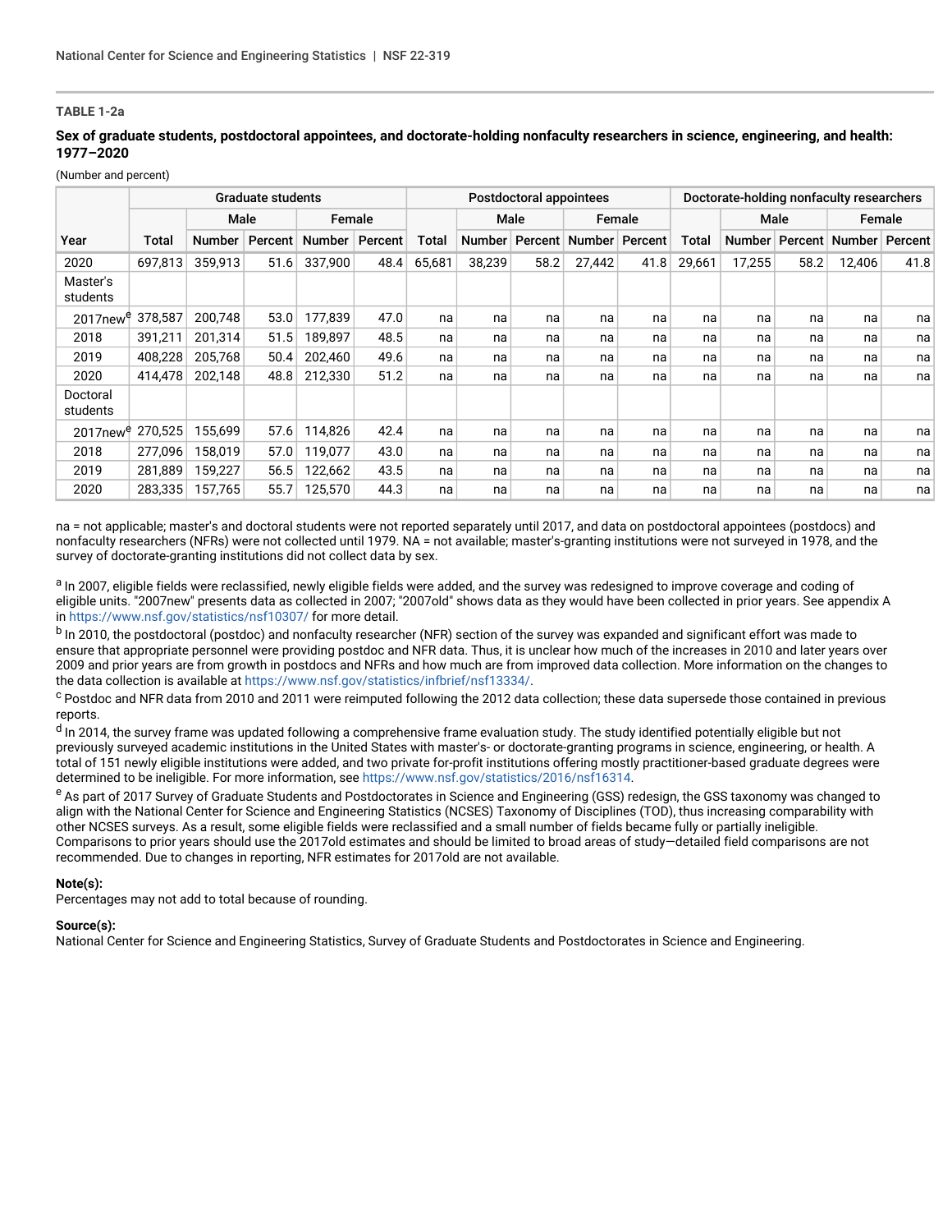TABLE 1-2a

**Sex of graduate students, postdoctoral appointees, and doctorate-holding nonfaculty researchers in science, engineering, and health: 1977–2020**

(Number and percent)

| | Graduate students | | | | | Postdoctoral appointees | | | | | Doctorate-holding nonfaculty researchers | | | | |
|---|---|---|---|---|---|---|---|---|---|---|---|---|---|---|---|
| | | Male | | Female | | | Male | | Female | | | Male | | Female | |
| Year | Total | Number | Percent | Number | Percent | Total | Number | Percent | Number | Percent | Total | Number | Percent | Number | Percent |
| 2020 | 697,813 | 359,913 | 51.6 | 337,900 | 48.4 | 65,681 | 38,239 | 58.2 | 27,442 | 41.8 | 29,661 | 17,255 | 58.2 | 12,406 | 41.8 |
| Master's students | | | | | | | | | | | | | | | |
| 2017new[e] | 378,587 | 200,748 | 53.0 | 177,839 | 47.0 | na | na | na | na | na | na | na | na | na | na |
| 2018 | 391,211 | 201,314 | 51.5 | 189,897 | 48.5 | na | na | na | na | na | na | na | na | na | na |
| 2019 | 408,228 | 205,768 | 50.4 | 202,460 | 49.6 | na | na | na | na | na | na | na | na | na | na |
| 2020 | 414,478 | 202,148 | 48.8 | 212,330 | 51.2 | na | na | na | na | na | na | na | na | na | na |
| Doctoral students | | | | | | | | | | | | | | | |
| 2017new[e] | 270,525 | 155,699 | 57.6 | 114,826 | 42.4 | na | na | na | na | na | na | na | na | na | na |
| 2018 | 277,096 | 158,019 | 57.0 | 119,077 | 43.0 | na | na | na | na | na | na | na | na | na | na |
| 2019 | 281,889 | 159,227 | 56.5 | 122,662 | 43.5 | na | na | na | na | na | na | na | na | na | na |
| 2020 | 283,335 | 157,765 | 55.7 | 125,570 | 44.3 | na | na | na | na | na | na | na | na | na | na |

na = not applicable; master's and doctoral students were not reported separately until 2017, and data on postdoctoral appointees (postdocs) and nonfaculty researchers (NFRs) were not collected until 1979. NA = not available; master's-granting institutions were not surveyed in 1978, and the survey of doctorate-granting institutions did not collect data by sex.

[a] In 2007, eligible fields were reclassified, newly eligible fields were added, and the survey was redesigned to improve coverage and coding of eligible units. "2007new" presents data as collected in 2007; "2007old" shows data as they would have been collected in prior years. See appendix A in https://www.nsf.gov/statistics/nsf10307/ for more detail.

[b] In 2010, the postdoctoral (postdoc) and nonfaculty researcher (NFR) section of the survey was expanded and significant effort was made to ensure that appropriate personnel were providing postdoc and NFR data. Thus, it is unclear how much of the increases in 2010 and later years over 2009 and prior years are from growth in postdocs and NFRs and how much are from improved data collection. More information on the changes to the data collection is available at https://www.nsf.gov/statistics/infbrief/nsf13334/.

[c] Postdoc and NFR data from 2010 and 2011 were reimputed following the 2012 data collection; these data supersede those contained in previous reports.

[d] In 2014, the survey frame was updated following a comprehensive frame evaluation study. The study identified potentially eligible but not previously surveyed academic institutions in the United States with master's- or doctorate-granting programs in science, engineering, or health. A total of 151 newly eligible institutions were added, and two private for-profit institutions offering mostly practitioner-based graduate degrees were determined to be ineligible. For more information, see https://www.nsf.gov/statistics/2016/nsf16314.

[e] As part of 2017 Survey of Graduate Students and Postdoctorates in Science and Engineering (GSS) redesign, the GSS taxonomy was changed to align with the National Center for Science and Engineering Statistics (NCSES) Taxonomy of Disciplines (TOD), thus increasing comparability with other NCSES surveys. As a result, some eligible fields were reclassified and a small number of fields became fully or partially ineligible. Comparisons to prior years should use the 2017old estimates and should be limited to broad areas of study—detailed field comparisons are not recommended. Due to changes in reporting, NFR estimates for 2017old are not available.

**Note(s):**

Percentages may not add to total because of rounding.

**Source(s):**

National Center for Science and Engineering Statistics, Survey of Graduate Students and Postdoctorates in Science and Engineering.